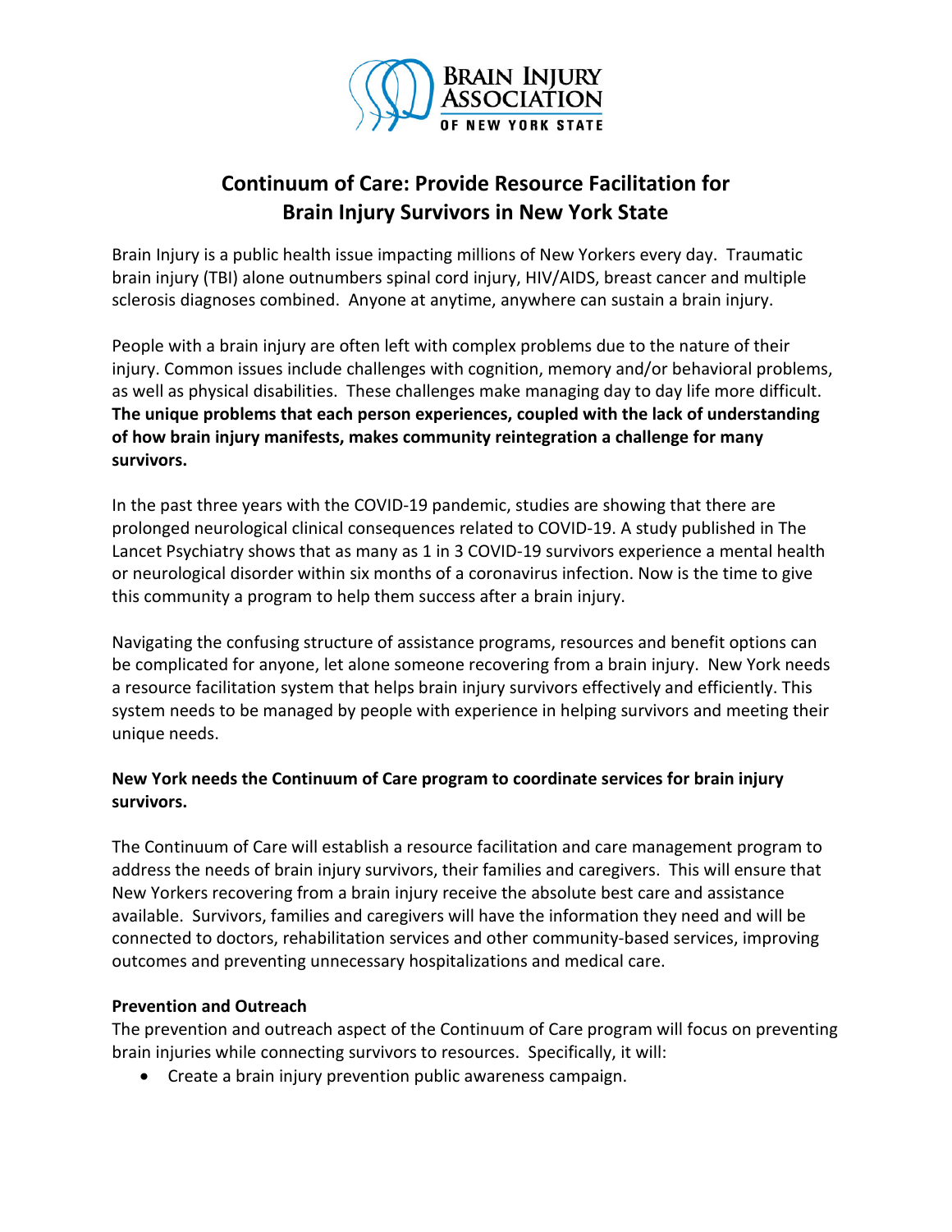# Continuum of Care: Provide Resource Facilitation for Brain Injury Survivors in New York State

Brain Injury is a public health issue impacting millions of New Yorkers every day. Traumatic brain injury (TBI) alone outnumbers spinal cord injury, HIV/AIDS, breast cancer and multiple sclerosis diagnoses combined. Anyone at anytime, anywhere can sustain a brain injury.

People with a brain injury are often left with complex problems due to the nature of their injury. Common issues include challenges with cognition, memory and/or behavioral problems, as well as physical disabilities. These challenges make managing day to day life more difficult. **The unique problems that each person experiences, coupled with the lack of understanding of how brain injury manifests, makes community reintegration a challenge for many survivors.**

In the past three years with the COVID-19 pandemic, studies are showing that there are prolonged neurological clinical consequences related to COVID-19. A study published in The Lancet Psychiatry shows that as many as 1 in 3 COVID-19 survivors experience a mental health or neurological disorder within six months of a coronavirus infection. Now is the time to give this community a program to help them success after a brain injury.

Navigating the confusing structure of assistance programs, resources and benefit options can be complicated for anyone, let alone someone recovering from a brain injury. New York needs a resource facilitation system that helps brain injury survivors effectively and efficiently. This system needs to be managed by people with experience in helping survivors and meeting their unique needs.

**New York needs the Continuum of Care program to coordinate services for brain injury survivors.**

The Continuum of Care will establish a resource facilitation and care management program to address the needs of brain injury survivors, their families and caregivers. This will ensure that New Yorkers recovering from a brain injury receive the absolute best care and assistance available. Survivors, families and caregivers will have the information they need and will be connected to doctors, rehabilitation services and other community-based services, improving outcomes and preventing unnecessary hospitalizations and medical care.

**Prevention and Outreach**

The prevention and outreach aspect of the Continuum of Care program will focus on preventing brain injuries while connecting survivors to resources. Specifically, it will:

- Create a brain injury prevention public awareness campaign.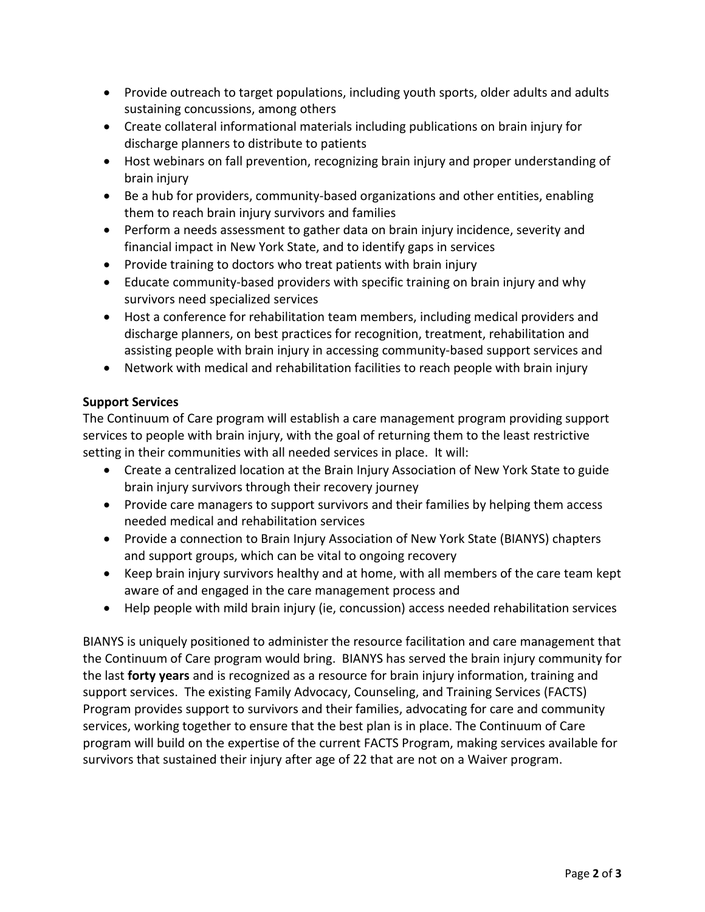- Provide outreach to target populations, including youth sports, older adults and adults sustaining concussions, among others
- Create collateral informational materials including publications on brain injury for discharge planners to distribute to patients
- Host webinars on fall prevention, recognizing brain injury and proper understanding of brain injury
- Be a hub for providers, community-based organizations and other entities, enabling them to reach brain injury survivors and families
- Perform a needs assessment to gather data on brain injury incidence, severity and financial impact in New York State, and to identify gaps in services
- Provide training to doctors who treat patients with brain injury
- Educate community-based providers with specific training on brain injury and why survivors need specialized services
- Host a conference for rehabilitation team members, including medical providers and discharge planners, on best practices for recognition, treatment, rehabilitation and assisting people with brain injury in accessing community-based support services and
- Network with medical and rehabilitation facilities to reach people with brain injury

**Support Services**

The Continuum of Care program will establish a care management program providing support services to people with brain injury, with the goal of returning them to the least restrictive setting in their communities with all needed services in place. It will:

- Create a centralized location at the Brain Injury Association of New York State to guide brain injury survivors through their recovery journey
- Provide care managers to support survivors and their families by helping them access needed medical and rehabilitation services
- Provide a connection to Brain Injury Association of New York State (BIANYS) chapters and support groups, which can be vital to ongoing recovery
- Keep brain injury survivors healthy and at home, with all members of the care team kept aware of and engaged in the care management process and
- Help people with mild brain injury (ie, concussion) access needed rehabilitation services

BIANYS is uniquely positioned to administer the resource facilitation and care management that the Continuum of Care program would bring. BIANYS has served the brain injury community for the last **forty years** and is recognized as a resource for brain injury information, training and support services. The existing Family Advocacy, Counseling, and Training Services (FACTS) Program provides support to survivors and their families, advocating for care and community services, working together to ensure that the best plan is in place. The Continuum of Care program will build on the expertise of the current FACTS Program, making services available for survivors that sustained their injury after age of 22 that are not on a Waiver program.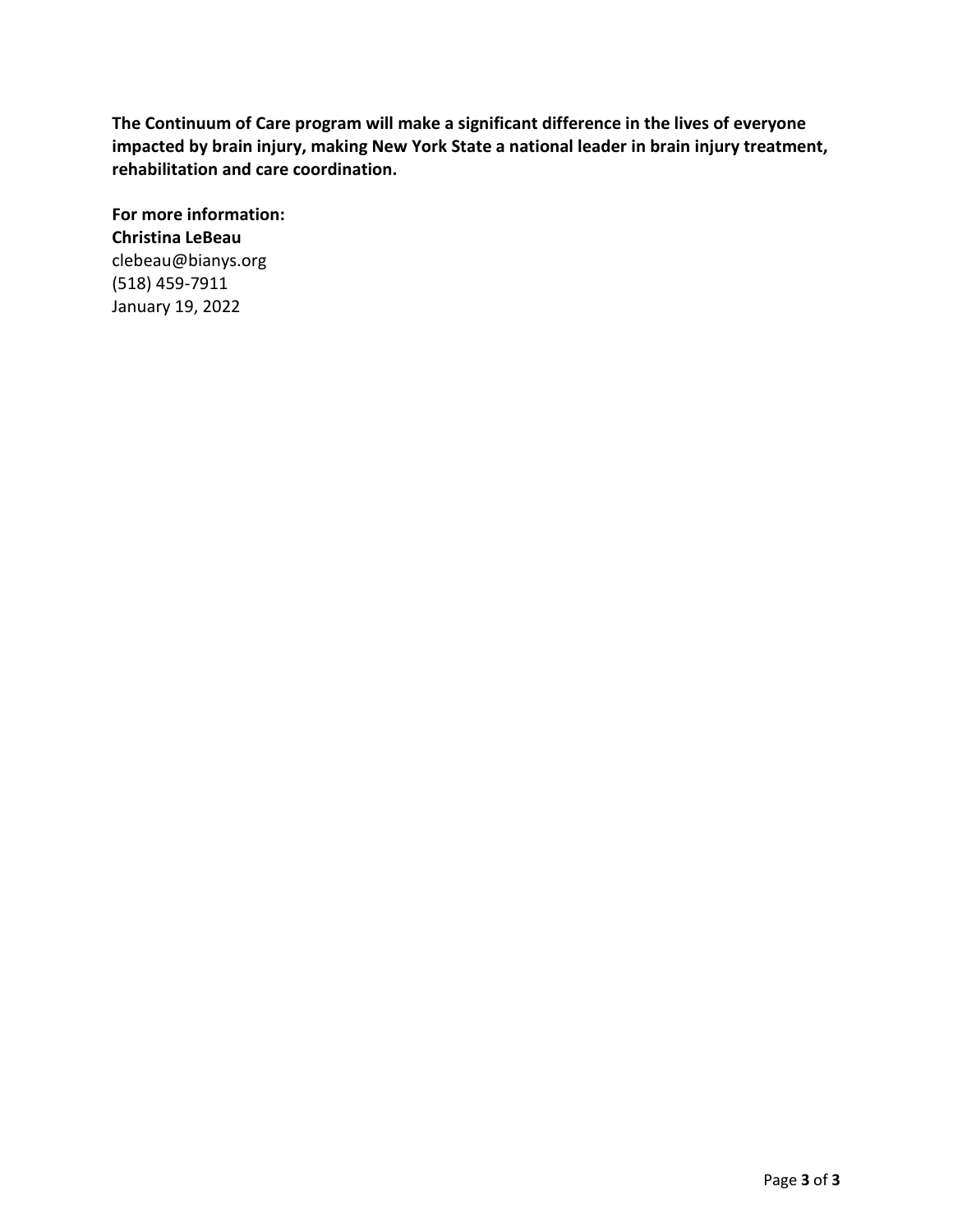**The Continuum of Care program will make a significant difference in the lives of everyone impacted by brain injury, making New York State a national leader in brain injury treatment, rehabilitation and care coordination.**

**For more information:**
**Christina LeBeau**
clebeau@bianys.org
(518) 459-7911
January 19, 2022